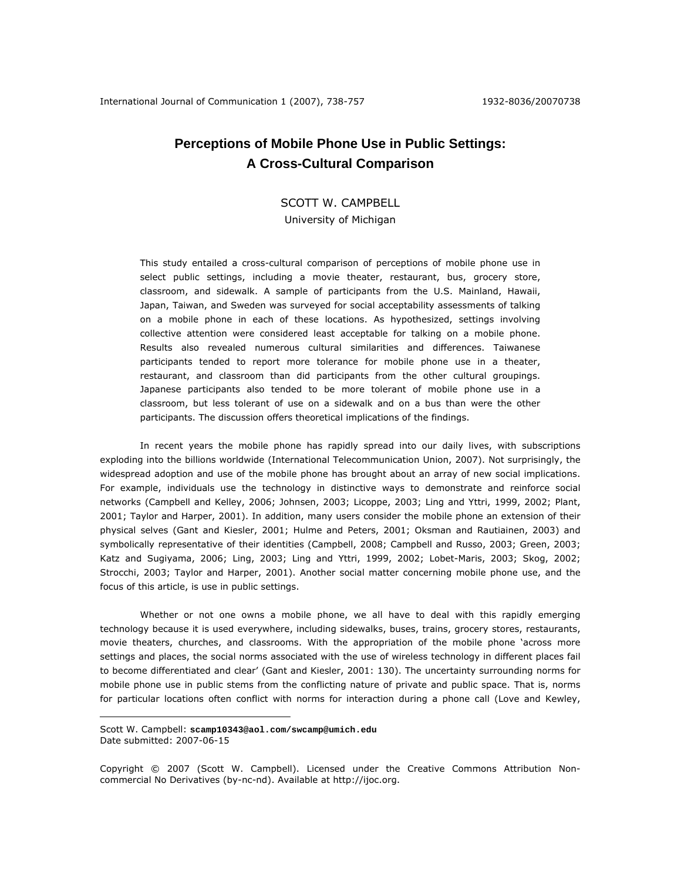# Perceptions of Mobile Phone Use in Public Settings: A Cross-Cultural Comparison

SCOTT W. CAMPBELL
University of Michigan

This study entailed a cross-cultural comparison of perceptions of mobile phone use in select public settings, including a movie theater, restaurant, bus, grocery store, classroom, and sidewalk. A sample of participants from the U.S. Mainland, Hawaii, Japan, Taiwan, and Sweden was surveyed for social acceptability assessments of talking on a mobile phone in each of these locations. As hypothesized, settings involving collective attention were considered least acceptable for talking on a mobile phone. Results also revealed numerous cultural similarities and differences. Taiwanese participants tended to report more tolerance for mobile phone use in a theater, restaurant, and classroom than did participants from the other cultural groupings. Japanese participants also tended to be more tolerant of mobile phone use in a classroom, but less tolerant of use on a sidewalk and on a bus than were the other participants. The discussion offers theoretical implications of the findings.

In recent years the mobile phone has rapidly spread into our daily lives, with subscriptions exploding into the billions worldwide (International Telecommunication Union, 2007). Not surprisingly, the widespread adoption and use of the mobile phone has brought about an array of new social implications. For example, individuals use the technology in distinctive ways to demonstrate and reinforce social networks (Campbell and Kelley, 2006; Johnsen, 2003; Licoppe, 2003; Ling and Yttri, 1999, 2002; Plant, 2001; Taylor and Harper, 2001). In addition, many users consider the mobile phone an extension of their physical selves (Gant and Kiesler, 2001; Hulme and Peters, 2001; Oksman and Rautiainen, 2003) and symbolically representative of their identities (Campbell, 2008; Campbell and Russo, 2003; Green, 2003; Katz and Sugiyama, 2006; Ling, 2003; Ling and Yttri, 1999, 2002; Lobet-Maris, 2003; Skog, 2002; Strocchi, 2003; Taylor and Harper, 2001). Another social matter concerning mobile phone use, and the focus of this article, is use in public settings.

Whether or not one owns a mobile phone, we all have to deal with this rapidly emerging technology because it is used everywhere, including sidewalks, buses, trains, grocery stores, restaurants, movie theaters, churches, and classrooms. With the appropriation of the mobile phone 'across more settings and places, the social norms associated with the use of wireless technology in different places fail to become differentiated and clear' (Gant and Kiesler, 2001: 130). The uncertainty surrounding norms for mobile phone use in public stems from the conflicting nature of private and public space. That is, norms for particular locations often conflict with norms for interaction during a phone call (Love and Kewley,

---

Scott W. Campbell: **scamp10343@aol.com/swcamp@umich.edu**
Date submitted: 2007-06-15

Copyright © 2007 (Scott W. Campbell). Licensed under the Creative Commons Attribution Non-commercial No Derivatives (by-nc-nd). Available at http://ijoc.org.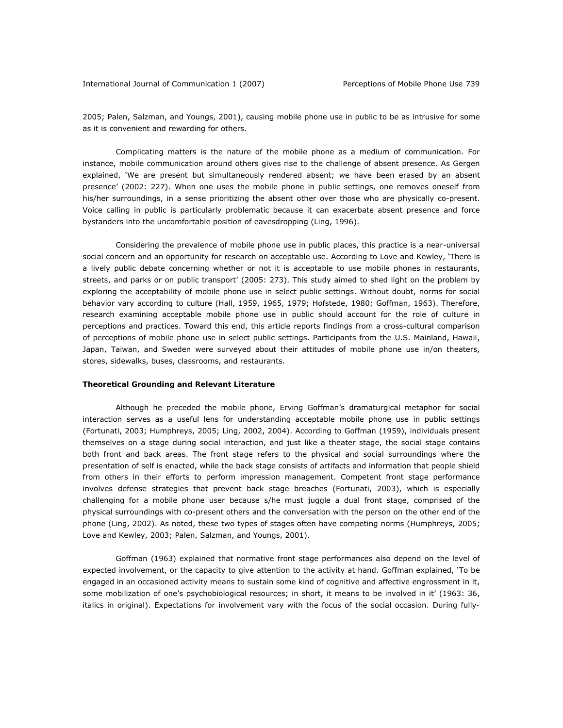2005; Palen, Salzman, and Youngs, 2001), causing mobile phone use in public to be as intrusive for some as it is convenient and rewarding for others.

Complicating matters is the nature of the mobile phone as a medium of communication. For instance, mobile communication around others gives rise to the challenge of absent presence. As Gergen explained, 'We are present but simultaneously rendered absent; we have been erased by an absent presence' (2002: 227). When one uses the mobile phone in public settings, one removes oneself from his/her surroundings, in a sense prioritizing the absent other over those who are physically co-present. Voice calling in public is particularly problematic because it can exacerbate absent presence and force bystanders into the uncomfortable position of eavesdropping (Ling, 1996).

Considering the prevalence of mobile phone use in public places, this practice is a near-universal social concern and an opportunity for research on acceptable use. According to Love and Kewley, 'There is a lively public debate concerning whether or not it is acceptable to use mobile phones in restaurants, streets, and parks or on public transport' (2005: 273). This study aimed to shed light on the problem by exploring the acceptability of mobile phone use in select public settings. Without doubt, norms for social behavior vary according to culture (Hall, 1959, 1965, 1979; Hofstede, 1980; Goffman, 1963). Therefore, research examining acceptable mobile phone use in public should account for the role of culture in perceptions and practices. Toward this end, this article reports findings from a cross-cultural comparison of perceptions of mobile phone use in select public settings. Participants from the U.S. Mainland, Hawaii, Japan, Taiwan, and Sweden were surveyed about their attitudes of mobile phone use in/on theaters, stores, sidewalks, buses, classrooms, and restaurants.

**Theoretical Grounding and Relevant Literature**

Although he preceded the mobile phone, Erving Goffman's dramaturgical metaphor for social interaction serves as a useful lens for understanding acceptable mobile phone use in public settings (Fortunati, 2003; Humphreys, 2005; Ling, 2002, 2004). According to Goffman (1959), individuals present themselves on a stage during social interaction, and just like a theater stage, the social stage contains both front and back areas. The front stage refers to the physical and social surroundings where the presentation of self is enacted, while the back stage consists of artifacts and information that people shield from others in their efforts to perform impression management. Competent front stage performance involves defense strategies that prevent back stage breaches (Fortunati, 2003), which is especially challenging for a mobile phone user because s/he must juggle a dual front stage, comprised of the physical surroundings with co-present others and the conversation with the person on the other end of the phone (Ling, 2002). As noted, these two types of stages often have competing norms (Humphreys, 2005; Love and Kewley, 2003; Palen, Salzman, and Youngs, 2001).

Goffman (1963) explained that normative front stage performances also depend on the level of expected involvement, or the capacity to give attention to the activity at hand. Goffman explained, 'To be engaged in an occasioned activity means to sustain some kind of cognitive and affective engrossment in it, some mobilization of one's psychobiological resources; in short, it means to be involved in it' (1963: 36, italics in original). Expectations for involvement vary with the focus of the social occasion. During fully-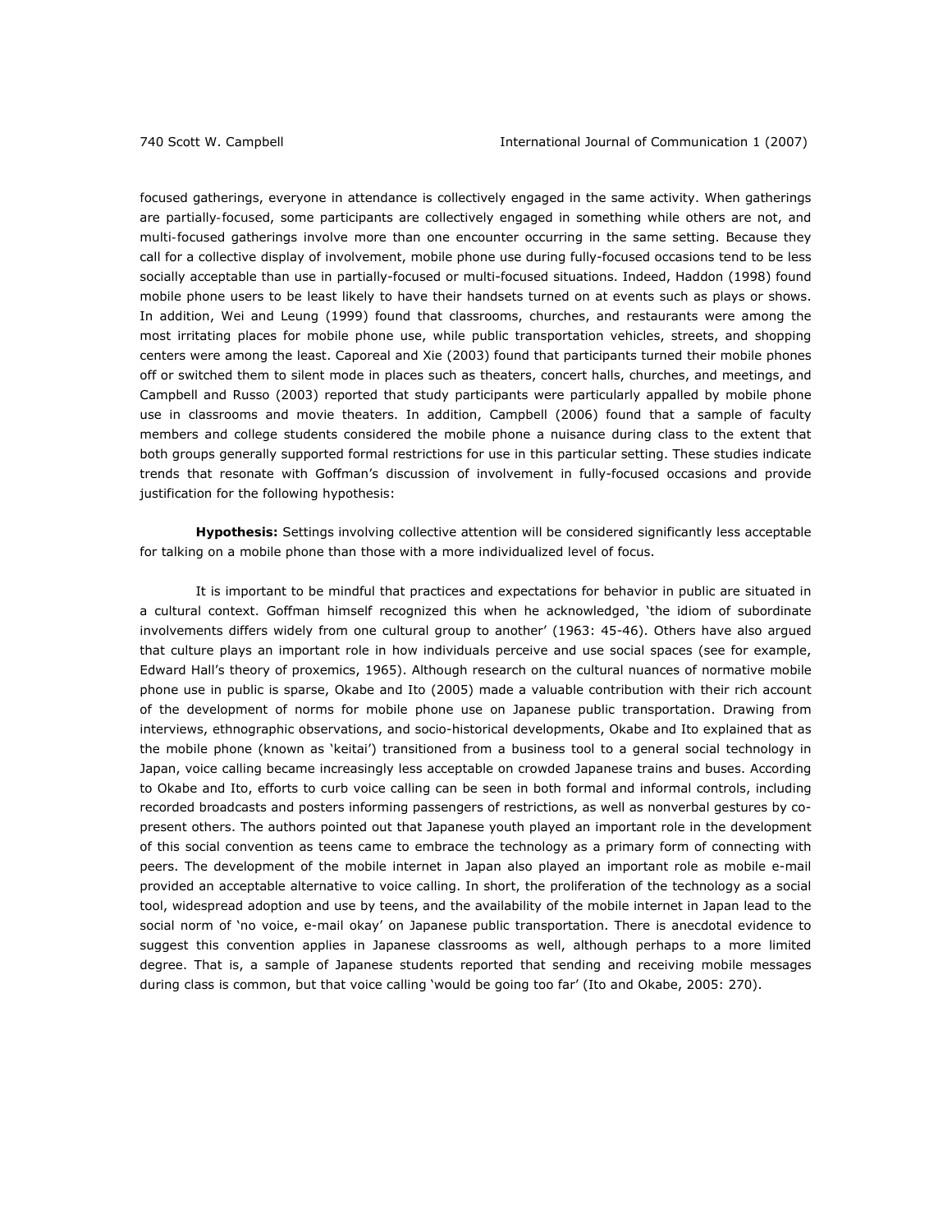focused gatherings, everyone in attendance is collectively engaged in the same activity. When gatherings are partially-focused, some participants are collectively engaged in something while others are not, and multi-focused gatherings involve more than one encounter occurring in the same setting. Because they call for a collective display of involvement, mobile phone use during fully-focused occasions tend to be less socially acceptable than use in partially-focused or multi-focused situations. Indeed, Haddon (1998) found mobile phone users to be least likely to have their handsets turned on at events such as plays or shows. In addition, Wei and Leung (1999) found that classrooms, churches, and restaurants were among the most irritating places for mobile phone use, while public transportation vehicles, streets, and shopping centers were among the least. Caporeal and Xie (2003) found that participants turned their mobile phones off or switched them to silent mode in places such as theaters, concert halls, churches, and meetings, and Campbell and Russo (2003) reported that study participants were particularly appalled by mobile phone use in classrooms and movie theaters. In addition, Campbell (2006) found that a sample of faculty members and college students considered the mobile phone a nuisance during class to the extent that both groups generally supported formal restrictions for use in this particular setting. These studies indicate trends that resonate with Goffman's discussion of involvement in fully-focused occasions and provide justification for the following hypothesis:

**Hypothesis:** Settings involving collective attention will be considered significantly less acceptable for talking on a mobile phone than those with a more individualized level of focus.

It is important to be mindful that practices and expectations for behavior in public are situated in a cultural context. Goffman himself recognized this when he acknowledged, 'the idiom of subordinate involvements differs widely from one cultural group to another' (1963: 45-46). Others have also argued that culture plays an important role in how individuals perceive and use social spaces (see for example, Edward Hall's theory of proxemics, 1965). Although research on the cultural nuances of normative mobile phone use in public is sparse, Okabe and Ito (2005) made a valuable contribution with their rich account of the development of norms for mobile phone use on Japanese public transportation. Drawing from interviews, ethnographic observations, and socio-historical developments, Okabe and Ito explained that as the mobile phone (known as 'keitai') transitioned from a business tool to a general social technology in Japan, voice calling became increasingly less acceptable on crowded Japanese trains and buses. According to Okabe and Ito, efforts to curb voice calling can be seen in both formal and informal controls, including recorded broadcasts and posters informing passengers of restrictions, as well as nonverbal gestures by co-present others. The authors pointed out that Japanese youth played an important role in the development of this social convention as teens came to embrace the technology as a primary form of connecting with peers. The development of the mobile internet in Japan also played an important role as mobile e-mail provided an acceptable alternative to voice calling. In short, the proliferation of the technology as a social tool, widespread adoption and use by teens, and the availability of the mobile internet in Japan lead to the social norm of 'no voice, e-mail okay' on Japanese public transportation. There is anecdotal evidence to suggest this convention applies in Japanese classrooms as well, although perhaps to a more limited degree. That is, a sample of Japanese students reported that sending and receiving mobile messages during class is common, but that voice calling 'would be going too far' (Ito and Okabe, 2005: 270).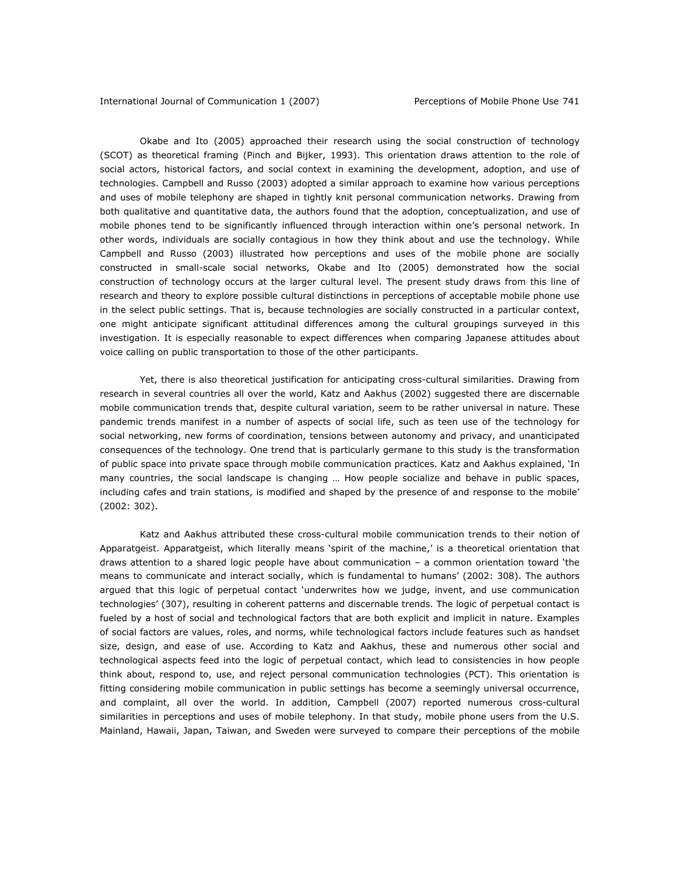Okabe and Ito (2005) approached their research using the social construction of technology (SCOT) as theoretical framing (Pinch and Bijker, 1993). This orientation draws attention to the role of social actors, historical factors, and social context in examining the development, adoption, and use of technologies. Campbell and Russo (2003) adopted a similar approach to examine how various perceptions and uses of mobile telephony are shaped in tightly knit personal communication networks. Drawing from both qualitative and quantitative data, the authors found that the adoption, conceptualization, and use of mobile phones tend to be significantly influenced through interaction within one's personal network. In other words, individuals are socially contagious in how they think about and use the technology. While Campbell and Russo (2003) illustrated how perceptions and uses of the mobile phone are socially constructed in small-scale social networks, Okabe and Ito (2005) demonstrated how the social construction of technology occurs at the larger cultural level. The present study draws from this line of research and theory to explore possible cultural distinctions in perceptions of acceptable mobile phone use in the select public settings. That is, because technologies are socially constructed in a particular context, one might anticipate significant attitudinal differences among the cultural groupings surveyed in this investigation. It is especially reasonable to expect differences when comparing Japanese attitudes about voice calling on public transportation to those of the other participants.

Yet, there is also theoretical justification for anticipating cross-cultural similarities. Drawing from research in several countries all over the world, Katz and Aakhus (2002) suggested there are discernable mobile communication trends that, despite cultural variation, seem to be rather universal in nature. These pandemic trends manifest in a number of aspects of social life, such as teen use of the technology for social networking, new forms of coordination, tensions between autonomy and privacy, and unanticipated consequences of the technology. One trend that is particularly germane to this study is the transformation of public space into private space through mobile communication practices. Katz and Aakhus explained, 'In many countries, the social landscape is changing … How people socialize and behave in public spaces, including cafes and train stations, is modified and shaped by the presence of and response to the mobile' (2002: 302).

Katz and Aakhus attributed these cross-cultural mobile communication trends to their notion of Apparatgeist. Apparatgeist, which literally means 'spirit of the machine,' is a theoretical orientation that draws attention to a shared logic people have about communication – a common orientation toward 'the means to communicate and interact socially, which is fundamental to humans' (2002: 308). The authors argued that this logic of perpetual contact 'underwrites how we judge, invent, and use communication technologies' (307), resulting in coherent patterns and discernable trends. The logic of perpetual contact is fueled by a host of social and technological factors that are both explicit and implicit in nature. Examples of social factors are values, roles, and norms, while technological factors include features such as handset size, design, and ease of use. According to Katz and Aakhus, these and numerous other social and technological aspects feed into the logic of perpetual contact, which lead to consistencies in how people think about, respond to, use, and reject personal communication technologies (PCT). This orientation is fitting considering mobile communication in public settings has become a seemingly universal occurrence, and complaint, all over the world. In addition, Campbell (2007) reported numerous cross-cultural similarities in perceptions and uses of mobile telephony. In that study, mobile phone users from the U.S. Mainland, Hawaii, Japan, Taiwan, and Sweden were surveyed to compare their perceptions of the mobile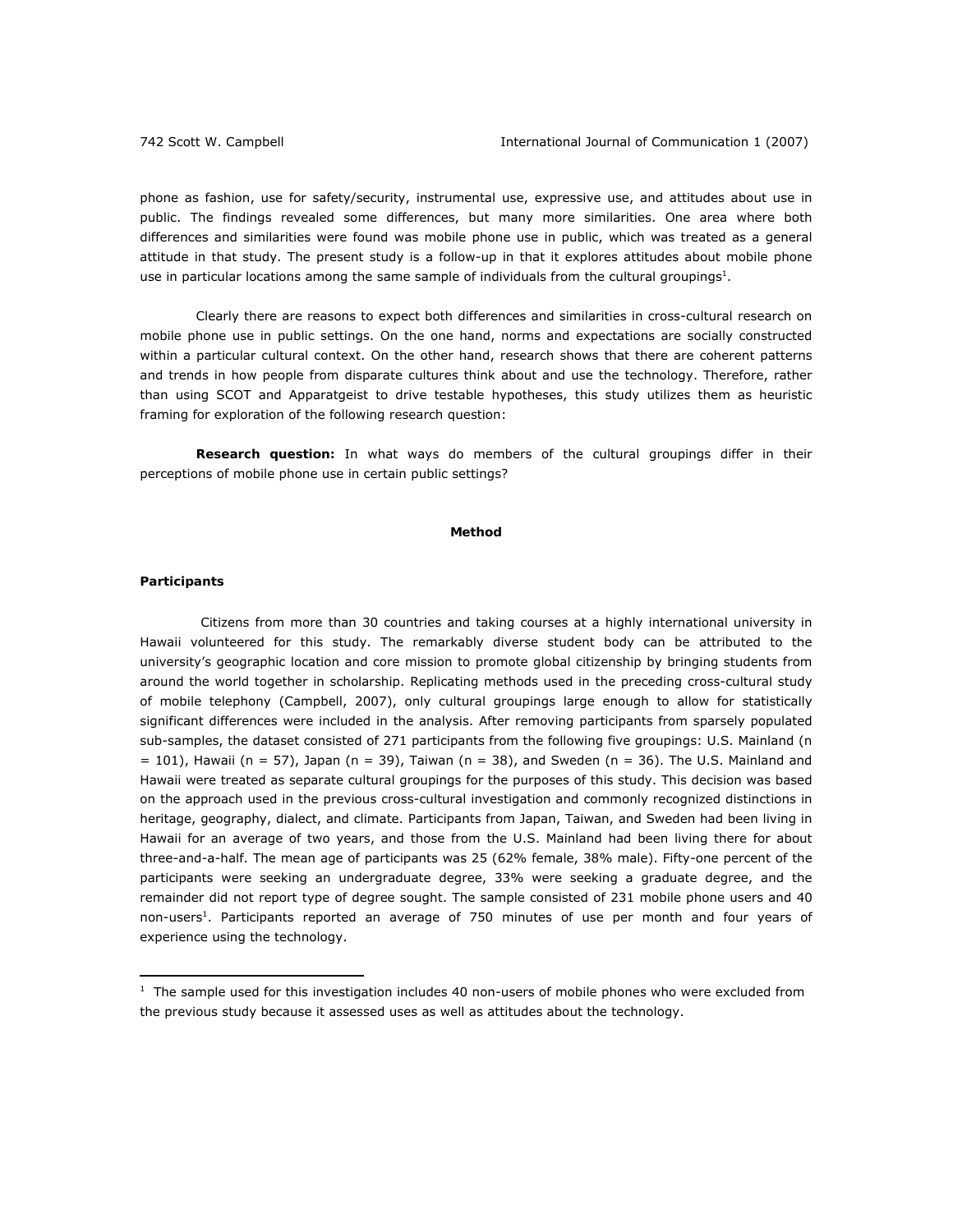phone as fashion, use for safety/security, instrumental use, expressive use, and attitudes about use in public. The findings revealed some differences, but many more similarities. One area where both differences and similarities were found was mobile phone use in public, which was treated as a general attitude in that study. The present study is a follow-up in that it explores attitudes about mobile phone use in particular locations among the same sample of individuals from the cultural groupings[1].

Clearly there are reasons to expect both differences and similarities in cross-cultural research on mobile phone use in public settings. On the one hand, norms and expectations are socially constructed within a particular cultural context. On the other hand, research shows that there are coherent patterns and trends in how people from disparate cultures think about and use the technology. Therefore, rather than using SCOT and Apparatgeist to drive testable hypotheses, this study utilizes them as heuristic framing for exploration of the following research question:

**Research question:** In what ways do members of the cultural groupings differ in their perceptions of mobile phone use in certain public settings?

## Method

### Participants

Citizens from more than 30 countries and taking courses at a highly international university in Hawaii volunteered for this study. The remarkably diverse student body can be attributed to the university's geographic location and core mission to promote global citizenship by bringing students from around the world together in scholarship. Replicating methods used in the preceding cross-cultural study of mobile telephony (Campbell, 2007), only cultural groupings large enough to allow for statistically significant differences were included in the analysis. After removing participants from sparsely populated sub-samples, the dataset consisted of 271 participants from the following five groupings: U.S. Mainland (n = 101), Hawaii (n = 57), Japan (n = 39), Taiwan (n = 38), and Sweden (n = 36). The U.S. Mainland and Hawaii were treated as separate cultural groupings for the purposes of this study. This decision was based on the approach used in the previous cross-cultural investigation and commonly recognized distinctions in heritage, geography, dialect, and climate. Participants from Japan, Taiwan, and Sweden had been living in Hawaii for an average of two years, and those from the U.S. Mainland had been living there for about three-and-a-half. The mean age of participants was 25 (62% female, 38% male). Fifty-one percent of the participants were seeking an undergraduate degree, 33% were seeking a graduate degree, and the remainder did not report type of degree sought. The sample consisted of 231 mobile phone users and 40 non-users[1]. Participants reported an average of 750 minutes of use per month and four years of experience using the technology.

[1] The sample used for this investigation includes 40 non-users of mobile phones who were excluded from the previous study because it assessed uses as well as attitudes about the technology.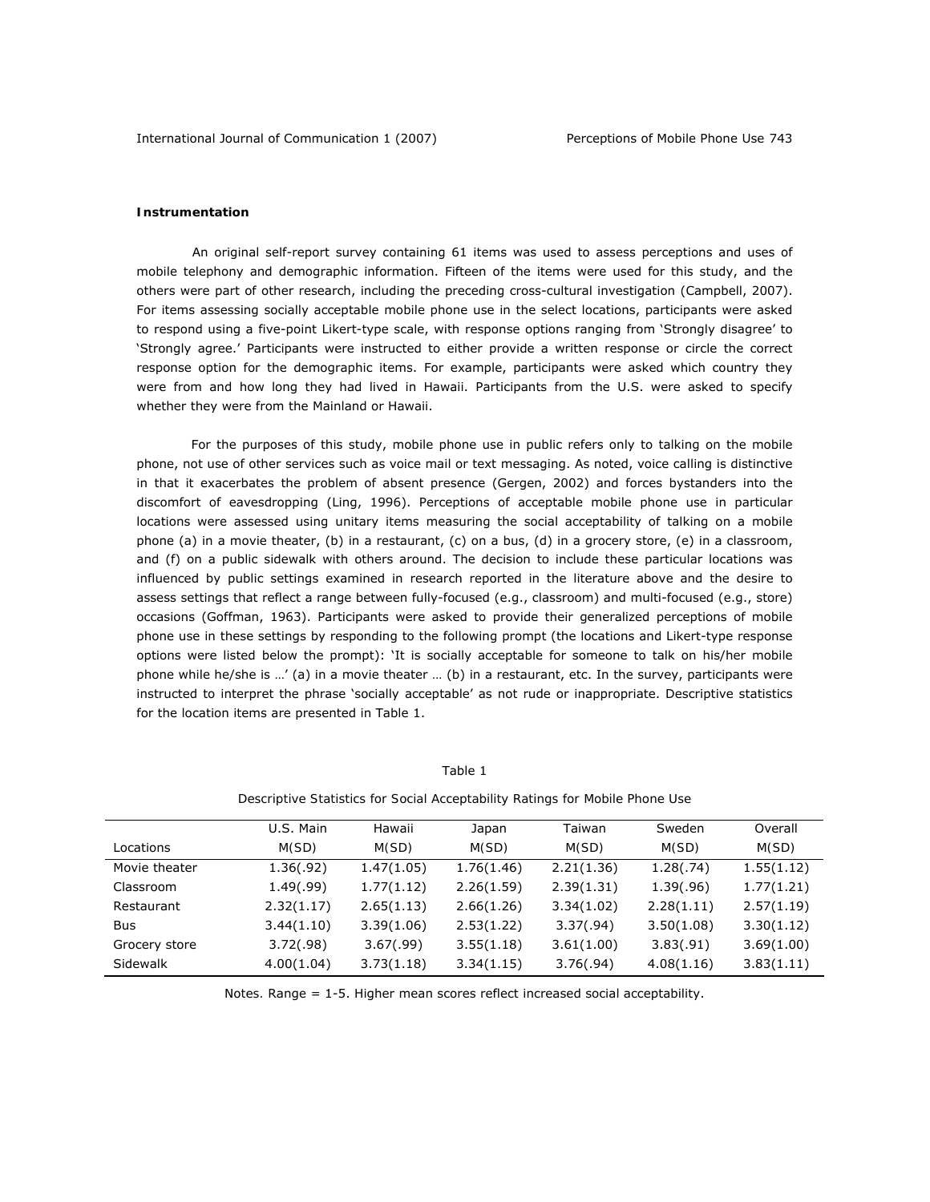**Instrumentation**

An original self-report survey containing 61 items was used to assess perceptions and uses of mobile telephony and demographic information. Fifteen of the items were used for this study, and the others were part of other research, including the preceding cross-cultural investigation (Campbell, 2007). For items assessing socially acceptable mobile phone use in the select locations, participants were asked to respond using a five-point Likert-type scale, with response options ranging from 'Strongly disagree' to 'Strongly agree.' Participants were instructed to either provide a written response or circle the correct response option for the demographic items. For example, participants were asked which country they were from and how long they had lived in Hawaii. Participants from the U.S. were asked to specify whether they were from the Mainland or Hawaii.

For the purposes of this study, mobile phone use in public refers only to talking on the mobile phone, not use of other services such as voice mail or text messaging. As noted, voice calling is distinctive in that it exacerbates the problem of absent presence (Gergen, 2002) and forces bystanders into the discomfort of eavesdropping (Ling, 1996). Perceptions of acceptable mobile phone use in particular locations were assessed using unitary items measuring the social acceptability of talking on a mobile phone (a) in a movie theater, (b) in a restaurant, (c) on a bus, (d) in a grocery store, (e) in a classroom, and (f) on a public sidewalk with others around. The decision to include these particular locations was influenced by public settings examined in research reported in the literature above and the desire to assess settings that reflect a range between fully-focused (e.g., classroom) and multi-focused (e.g., store) occasions (Goffman, 1963). Participants were asked to provide their generalized perceptions of mobile phone use in these settings by responding to the following prompt (the locations and Likert-type response options were listed below the prompt): 'It is socially acceptable for someone to talk on his/her mobile phone while he/she is …' (a) in a movie theater … (b) in a restaurant, etc. In the survey, participants were instructed to interpret the phrase 'socially acceptable' as not rude or inappropriate. Descriptive statistics for the location items are presented in Table 1.

Table 1

Descriptive Statistics for Social Acceptability Ratings for Mobile Phone Use

| Locations | U.S. Main M(SD) | Hawaii M(SD) | Japan M(SD) | Taiwan M(SD) | Sweden M(SD) | Overall M(SD) |
|---|---|---|---|---|---|---|
| Movie theater | 1.36(.92) | 1.47(1.05) | 1.76(1.46) | 2.21(1.36) | 1.28(.74) | 1.55(1.12) |
| Classroom | 1.49(.99) | 1.77(1.12) | 2.26(1.59) | 2.39(1.31) | 1.39(.96) | 1.77(1.21) |
| Restaurant | 2.32(1.17) | 2.65(1.13) | 2.66(1.26) | 3.34(1.02) | 2.28(1.11) | 2.57(1.19) |
| Bus | 3.44(1.10) | 3.39(1.06) | 2.53(1.22) | 3.37(.94) | 3.50(1.08) | 3.30(1.12) |
| Grocery store | 3.72(.98) | 3.67(.99) | 3.55(1.18) | 3.61(1.00) | 3.83(.91) | 3.69(1.00) |
| Sidewalk | 4.00(1.04) | 3.73(1.18) | 3.34(1.15) | 3.76(.94) | 4.08(1.16) | 3.83(1.11) |

Notes. Range = 1-5. Higher mean scores reflect increased social acceptability.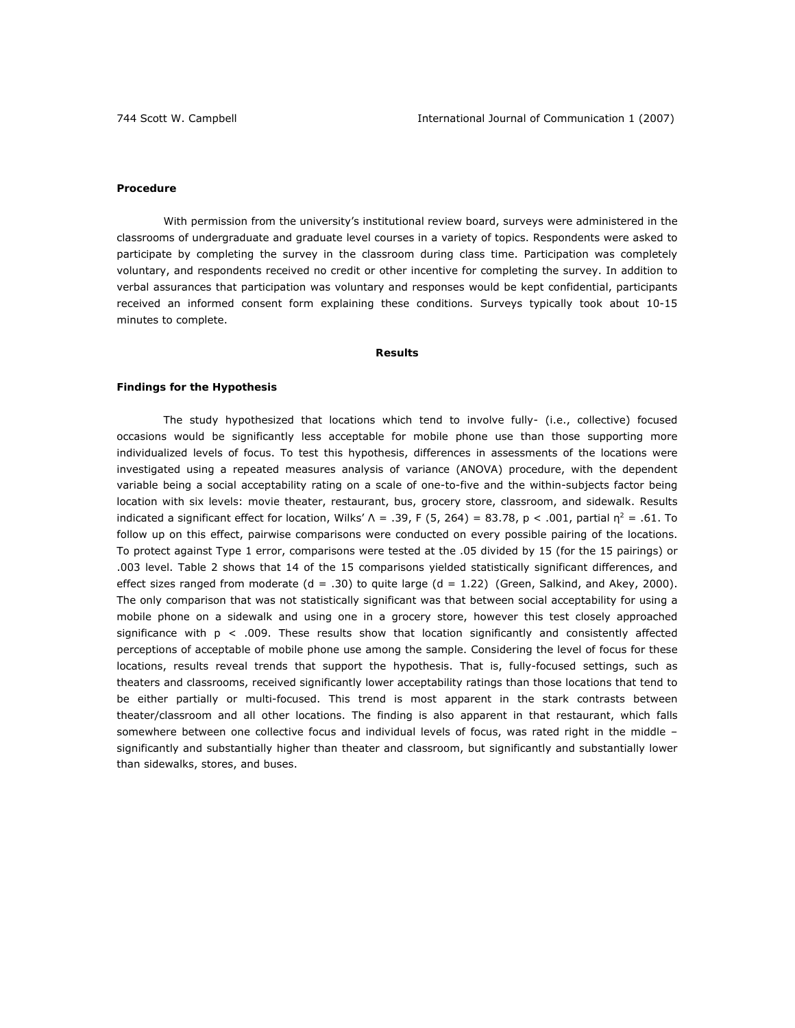### Procedure

With permission from the university's institutional review board, surveys were administered in the classrooms of undergraduate and graduate level courses in a variety of topics. Respondents were asked to participate by completing the survey in the classroom during class time. Participation was completely voluntary, and respondents received no credit or other incentive for completing the survey. In addition to verbal assurances that participation was voluntary and responses would be kept confidential, participants received an informed consent form explaining these conditions. Surveys typically took about 10-15 minutes to complete.

## Results

### Findings for the Hypothesis

The study hypothesized that locations which tend to involve fully- (i.e., collective) focused occasions would be significantly less acceptable for mobile phone use than those supporting more individualized levels of focus. To test this hypothesis, differences in assessments of the locations were investigated using a repeated measures analysis of variance (ANOVA) procedure, with the dependent variable being a social acceptability rating on a scale of one-to-five and the within-subjects factor being location with six levels: movie theater, restaurant, bus, grocery store, classroom, and sidewalk. Results indicated a significant effect for location, Wilks' $\Lambda = .39$, $F(5, 264) = 83.78$, $p < .001$, partial $\eta^2 = .61$. To follow up on this effect, pairwise comparisons were conducted on every possible pairing of the locations. To protect against Type 1 error, comparisons were tested at the .05 divided by 15 (for the 15 pairings) or .003 level. Table 2 shows that 14 of the 15 comparisons yielded statistically significant differences, and effect sizes ranged from moderate ($d = .30$) to quite large ($d = 1.22$) (Green, Salkind, and Akey, 2000). The only comparison that was not statistically significant was that between social acceptability for using a mobile phone on a sidewalk and using one in a grocery store, however this test closely approached significance with $p < .009$. These results show that location significantly and consistently affected perceptions of acceptable of mobile phone use among the sample. Considering the level of focus for these locations, results reveal trends that support the hypothesis. That is, fully-focused settings, such as theaters and classrooms, received significantly lower acceptability ratings than those locations that tend to be either partially or multi-focused. This trend is most apparent in the stark contrasts between theater/classroom and all other locations. The finding is also apparent in that restaurant, which falls somewhere between one collective focus and individual levels of focus, was rated right in the middle – significantly and substantially higher than theater and classroom, but significantly and substantially lower than sidewalks, stores, and buses.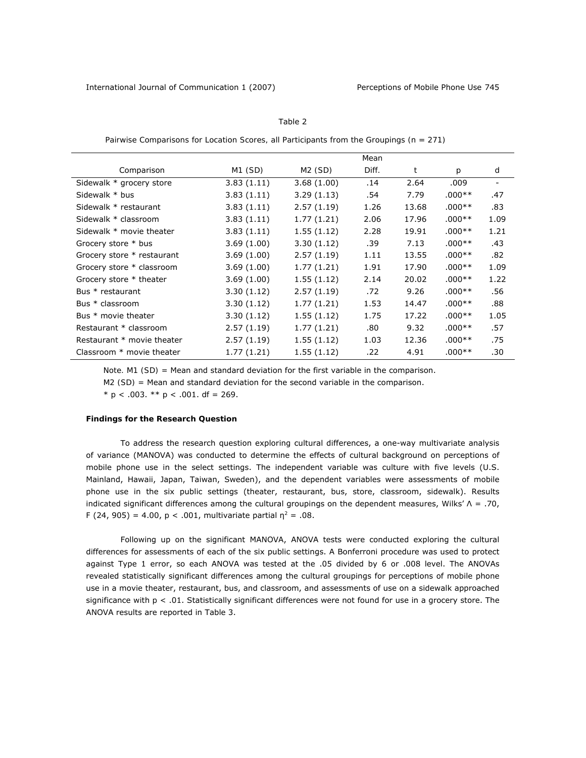Table 2

Pairwise Comparisons for Location Scores, all Participants from the Groupings (n = 271)

| Comparison | M1 (SD) | M2 (SD) | Mean Diff. | t | p | d |
|---|---|---|---|---|---|---|
| Sidewalk * grocery store | 3.83 (1.11) | 3.68 (1.00) | .14 | 2.64 | .009 | - |
| Sidewalk * bus | 3.83 (1.11) | 3.29 (1.13) | .54 | 7.79 | .000** | .47 |
| Sidewalk * restaurant | 3.83 (1.11) | 2.57 (1.19) | 1.26 | 13.68 | .000** | .83 |
| Sidewalk * classroom | 3.83 (1.11) | 1.77 (1.21) | 2.06 | 17.96 | .000** | 1.09 |
| Sidewalk * movie theater | 3.83 (1.11) | 1.55 (1.12) | 2.28 | 19.91 | .000** | 1.21 |
| Grocery store * bus | 3.69 (1.00) | 3.30 (1.12) | .39 | 7.13 | .000** | .43 |
| Grocery store * restaurant | 3.69 (1.00) | 2.57 (1.19) | 1.11 | 13.55 | .000** | .82 |
| Grocery store * classroom | 3.69 (1.00) | 1.77 (1.21) | 1.91 | 17.90 | .000** | 1.09 |
| Grocery store * theater | 3.69 (1.00) | 1.55 (1.12) | 2.14 | 20.02 | .000** | 1.22 |
| Bus * restaurant | 3.30 (1.12) | 2.57 (1.19) | .72 | 9.26 | .000** | .56 |
| Bus * classroom | 3.30 (1.12) | 1.77 (1.21) | 1.53 | 14.47 | .000** | .88 |
| Bus * movie theater | 3.30 (1.12) | 1.55 (1.12) | 1.75 | 17.22 | .000** | 1.05 |
| Restaurant * classroom | 2.57 (1.19) | 1.77 (1.21) | .80 | 9.32 | .000** | .57 |
| Restaurant * movie theater | 2.57 (1.19) | 1.55 (1.12) | 1.03 | 12.36 | .000** | .75 |
| Classroom * movie theater | 1.77 (1.21) | 1.55 (1.12) | .22 | 4.91 | .000** | .30 |

Note. M1 (SD) = Mean and standard deviation for the first variable in the comparison.

M2 (SD) = Mean and standard deviation for the second variable in the comparison.

* $p < .003$. ** $p < .001$. df = 269.

### Findings for the Research Question

To address the research question exploring cultural differences, a one-way multivariate analysis of variance (MANOVA) was conducted to determine the effects of cultural background on perceptions of mobile phone use in the select settings. The independent variable was culture with five levels (U.S. Mainland, Hawaii, Japan, Taiwan, Sweden), and the dependent variables were assessments of mobile phone use in the six public settings (theater, restaurant, bus, store, classroom, sidewalk). Results indicated significant differences among the cultural groupings on the dependent measures, Wilks' $\Lambda = .70$, $F (24, 905) = 4.00$, $p < .001$, multivariate partial $\eta^2 = .08$.

Following up on the significant MANOVA, ANOVA tests were conducted exploring the cultural differences for assessments of each of the six public settings. A Bonferroni procedure was used to protect against Type 1 error, so each ANOVA was tested at the .05 divided by 6 or .008 level. The ANOVAs revealed statistically significant differences among the cultural groupings for perceptions of mobile phone use in a movie theater, restaurant, bus, and classroom, and assessments of use on a sidewalk approached significance with $p < .01$. Statistically significant differences were not found for use in a grocery store. The ANOVA results are reported in Table 3.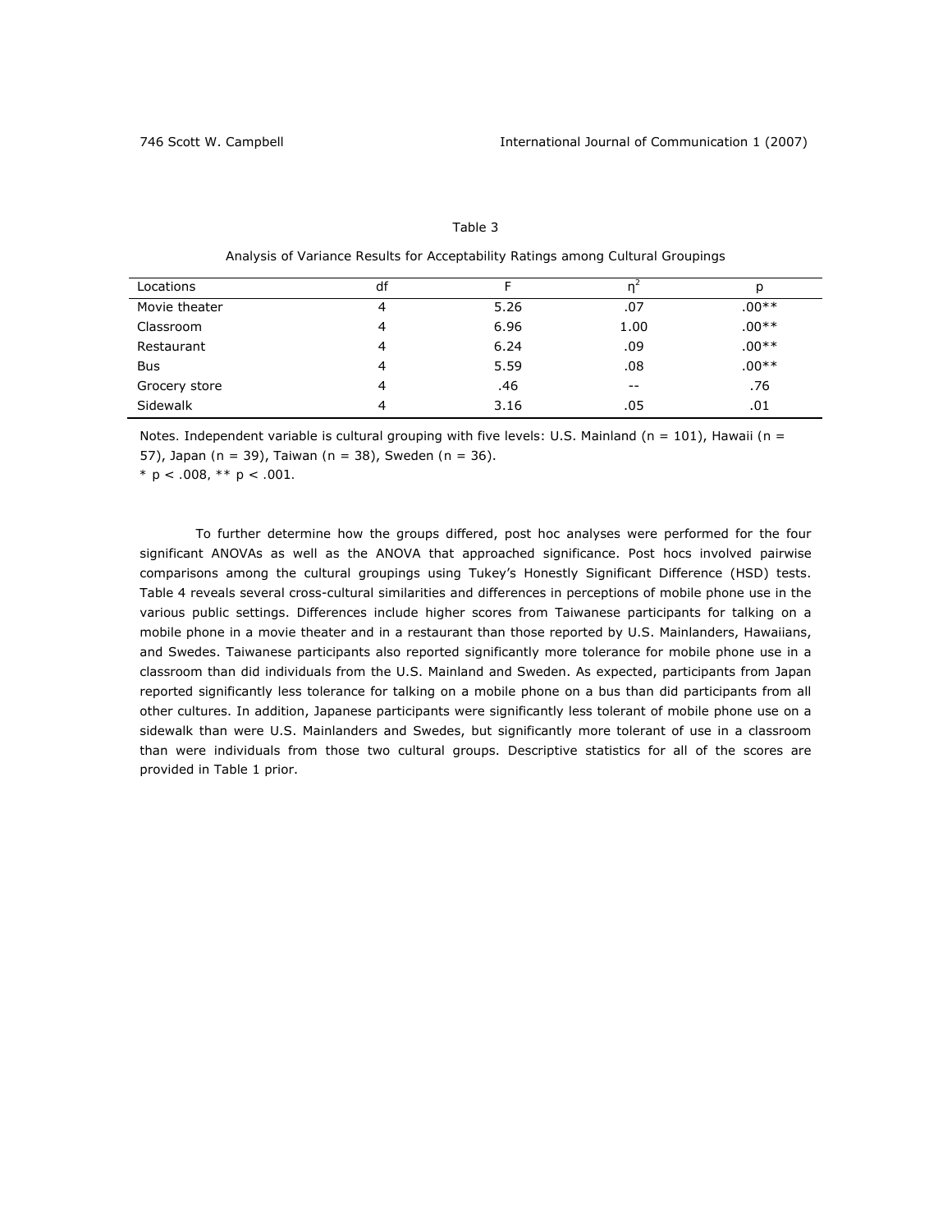Table 3

Analysis of Variance Results for Acceptability Ratings among Cultural Groupings

| Locations | df | F | $\eta^2$ | p |
| --- | --- | --- | --- | --- |
| Movie theater | 4 | 5.26 | .07 | .00** |
| Classroom | 4 | 6.96 | 1.00 | .00** |
| Restaurant | 4 | 6.24 | .09 | .00** |
| Bus | 4 | 5.59 | .08 | .00** |
| Grocery store | 4 | .46 | -- | .76 |
| Sidewalk | 4 | 3.16 | .05 | .01 |

Notes. Independent variable is cultural grouping with five levels: U.S. Mainland (n = 101), Hawaii (n = 57), Japan (n = 39), Taiwan (n = 38), Sweden (n = 36).

* $p < .008$, ** $p < .001$.

To further determine how the groups differed, post hoc analyses were performed for the four significant ANOVAs as well as the ANOVA that approached significance. Post hocs involved pairwise comparisons among the cultural groupings using Tukey's Honestly Significant Difference (HSD) tests. Table 4 reveals several cross-cultural similarities and differences in perceptions of mobile phone use in the various public settings. Differences include higher scores from Taiwanese participants for talking on a mobile phone in a movie theater and in a restaurant than those reported by U.S. Mainlanders, Hawaiians, and Swedes. Taiwanese participants also reported significantly more tolerance for mobile phone use in a classroom than did individuals from the U.S. Mainland and Sweden. As expected, participants from Japan reported significantly less tolerance for talking on a mobile phone on a bus than did participants from all other cultures. In addition, Japanese participants were significantly less tolerant of mobile phone use on a sidewalk than were U.S. Mainlanders and Swedes, but significantly more tolerant of use in a classroom than were individuals from those two cultural groups. Descriptive statistics for all of the scores are provided in Table 1 prior.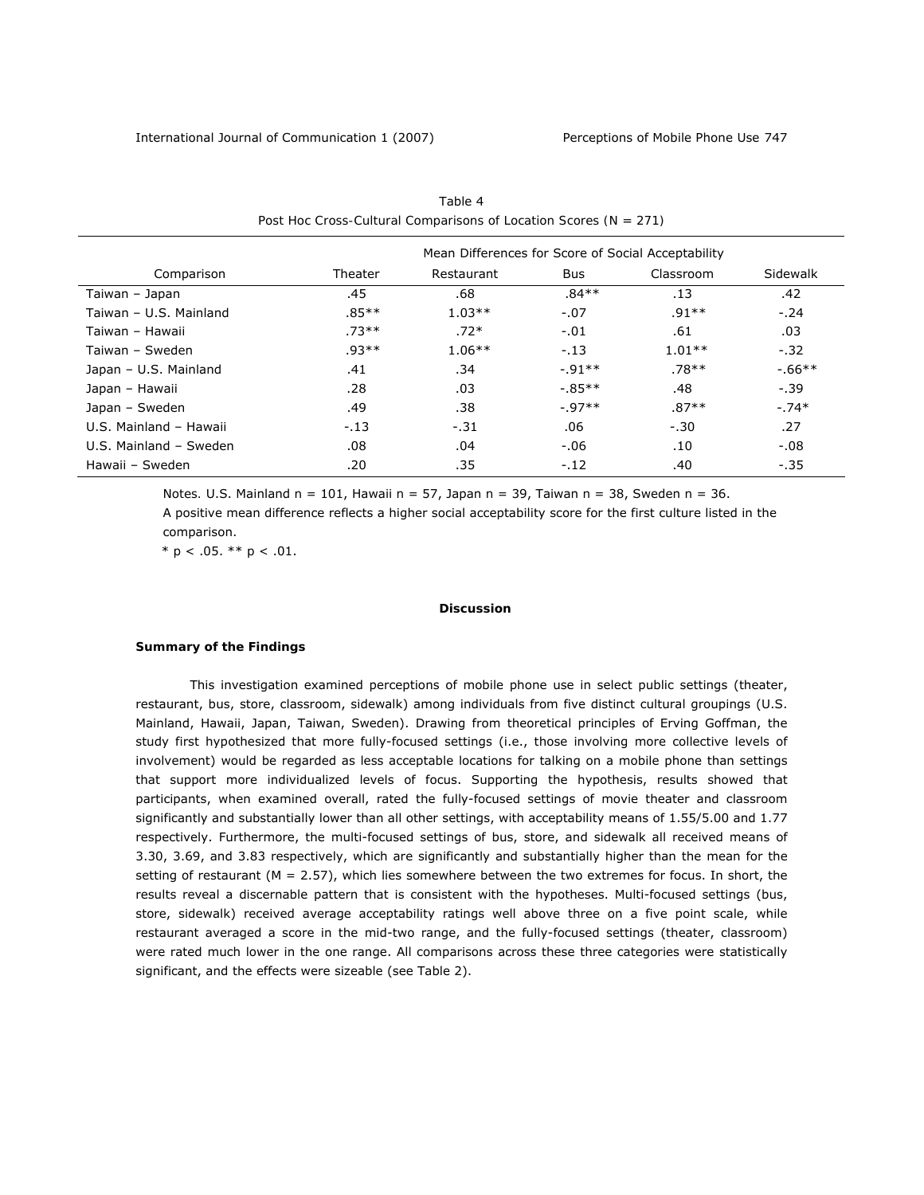Table 4
Post Hoc Cross-Cultural Comparisons of Location Scores (N = 271)

| | Mean Differences for Score of Social Acceptability | | | | |
|---|---|---|---|---|---|
| Comparison | Theater | Restaurant | Bus | Classroom | Sidewalk |
| Taiwan – Japan | .45 | .68 | .84** | .13 | .42 |
| Taiwan – U.S. Mainland | .85** | 1.03** | -.07 | .91** | -.24 |
| Taiwan – Hawaii | .73** | .72* | -.01 | .61 | .03 |
| Taiwan – Sweden | .93** | 1.06** | -.13 | 1.01** | -.32 |
| Japan – U.S. Mainland | .41 | .34 | -.91** | .78** | -.66** |
| Japan – Hawaii | .28 | .03 | -.85** | .48 | -.39 |
| Japan – Sweden | .49 | .38 | -.97** | .87** | -.74* |
| U.S. Mainland – Hawaii | -.13 | -.31 | .06 | -.30 | .27 |
| U.S. Mainland – Sweden | .08 | .04 | -.06 | .10 | -.08 |
| Hawaii – Sweden | .20 | .35 | -.12 | .40 | -.35 |

Notes. U.S. Mainland n = 101, Hawaii n = 57, Japan n = 39, Taiwan n = 38, Sweden n = 36.
A positive mean difference reflects a higher social acceptability score for the first culture listed in the comparison.
\* $p < .05$. \*\* $p < .01$.

## Discussion

### Summary of the Findings

This investigation examined perceptions of mobile phone use in select public settings (theater, restaurant, bus, store, classroom, sidewalk) among individuals from five distinct cultural groupings (U.S. Mainland, Hawaii, Japan, Taiwan, Sweden). Drawing from theoretical principles of Erving Goffman, the study first hypothesized that more fully-focused settings (i.e., those involving more collective levels of involvement) would be regarded as less acceptable locations for talking on a mobile phone than settings that support more individualized levels of focus. Supporting the hypothesis, results showed that participants, when examined overall, rated the fully-focused settings of movie theater and classroom significantly and substantially lower than all other settings, with acceptability means of 1.55/5.00 and 1.77 respectively. Furthermore, the multi-focused settings of bus, store, and sidewalk all received means of 3.30, 3.69, and 3.83 respectively, which are significantly and substantially higher than the mean for the setting of restaurant (M = 2.57), which lies somewhere between the two extremes for focus. In short, the results reveal a discernable pattern that is consistent with the hypotheses. Multi-focused settings (bus, store, sidewalk) received average acceptability ratings well above three on a five point scale, while restaurant averaged a score in the mid-two range, and the fully-focused settings (theater, classroom) were rated much lower in the one range. All comparisons across these three categories were statistically significant, and the effects were sizeable (see Table 2).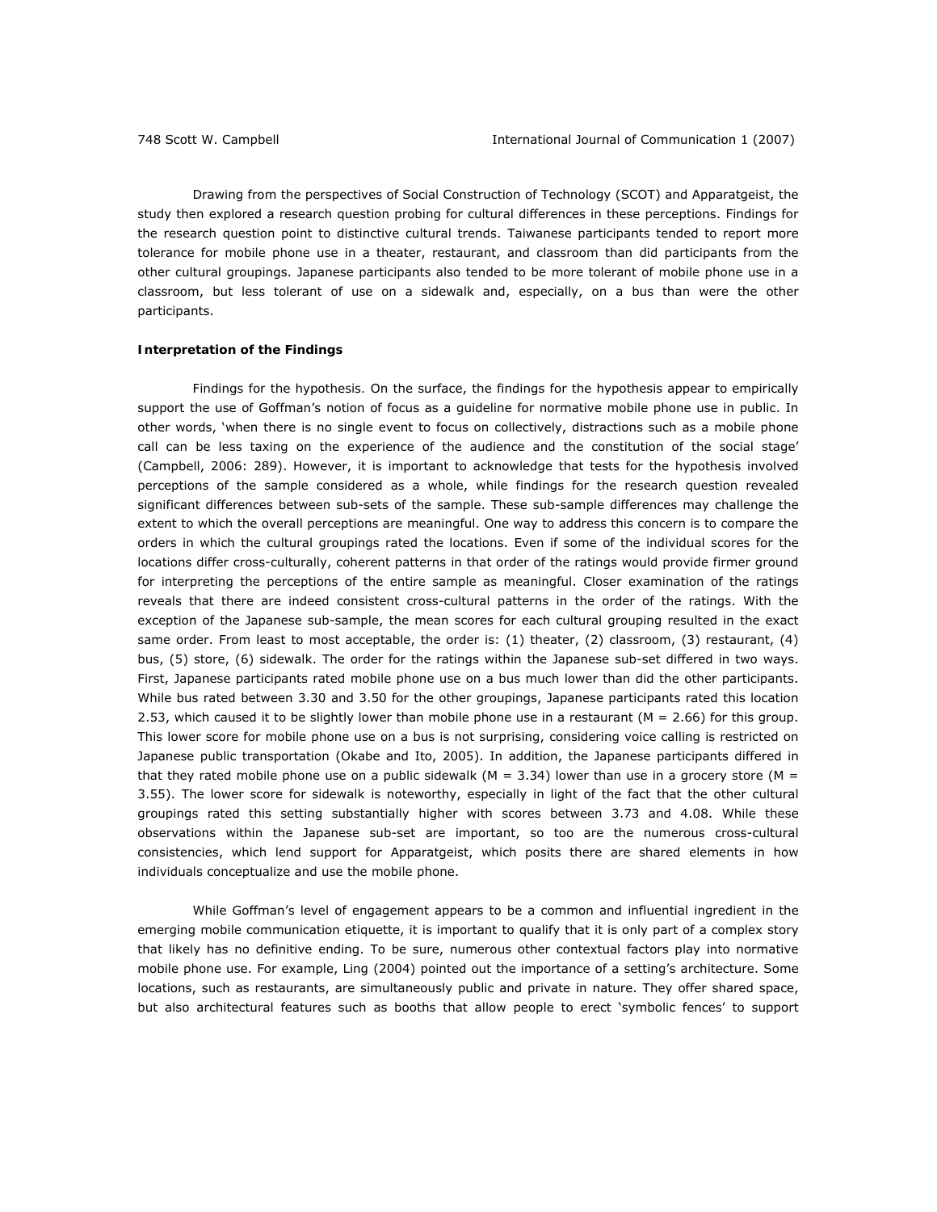Drawing from the perspectives of Social Construction of Technology (SCOT) and Apparatgeist, the study then explored a research question probing for cultural differences in these perceptions. Findings for the research question point to distinctive cultural trends. Taiwanese participants tended to report more tolerance for mobile phone use in a theater, restaurant, and classroom than did participants from the other cultural groupings. Japanese participants also tended to be more tolerant of mobile phone use in a classroom, but less tolerant of use on a sidewalk and, especially, on a bus than were the other participants.

**Interpretation of the Findings**

*Findings for the hypothesis.* On the surface, the findings for the hypothesis appear to empirically support the use of Goffman's notion of focus as a guideline for normative mobile phone use in public. In other words, 'when there is no single event to focus on collectively, distractions such as a mobile phone call can be less taxing on the experience of the audience and the constitution of the social stage' (Campbell, 2006: 289). However, it is important to acknowledge that tests for the hypothesis involved perceptions of the sample considered as a whole, while findings for the research question revealed significant differences between sub-sets of the sample. These sub-sample differences may challenge the extent to which the overall perceptions are meaningful. One way to address this concern is to compare the orders in which the cultural groupings rated the locations. Even if some of the individual scores for the locations differ cross-culturally, coherent patterns in that order of the ratings would provide firmer ground for interpreting the perceptions of the entire sample as meaningful. Closer examination of the ratings reveals that there are indeed consistent cross-cultural patterns in the order of the ratings. With the exception of the Japanese sub-sample, the mean scores for each cultural grouping resulted in the exact same order. From least to most acceptable, the order is: (1) theater, (2) classroom, (3) restaurant, (4) bus, (5) store, (6) sidewalk. The order for the ratings within the Japanese sub-set differed in two ways. First, Japanese participants rated mobile phone use on a bus much lower than did the other participants. While bus rated between 3.30 and 3.50 for the other groupings, Japanese participants rated this location 2.53, which caused it to be slightly lower than mobile phone use in a restaurant ($M = 2.66$) for this group. This lower score for mobile phone use on a bus is not surprising, considering voice calling is restricted on Japanese public transportation (Okabe and Ito, 2005). In addition, the Japanese participants differed in that they rated mobile phone use on a public sidewalk ($M = 3.34$) lower than use in a grocery store ($M = 3.55$). The lower score for sidewalk is noteworthy, especially in light of the fact that the other cultural groupings rated this setting substantially higher with scores between 3.73 and 4.08. While these observations within the Japanese sub-set are important, so too are the numerous cross-cultural consistencies, which lend support for Apparatgeist, which posits there are shared elements in how individuals conceptualize and use the mobile phone.

While Goffman's level of engagement appears to be a common and influential ingredient in the emerging mobile communication etiquette, it is important to qualify that it is only part of a complex story that likely has no definitive ending. To be sure, numerous other contextual factors play into normative mobile phone use. For example, Ling (2004) pointed out the importance of a setting's architecture. Some locations, such as restaurants, are simultaneously public and private in nature. They offer shared space, but also architectural features such as booths that allow people to erect 'symbolic fences' to support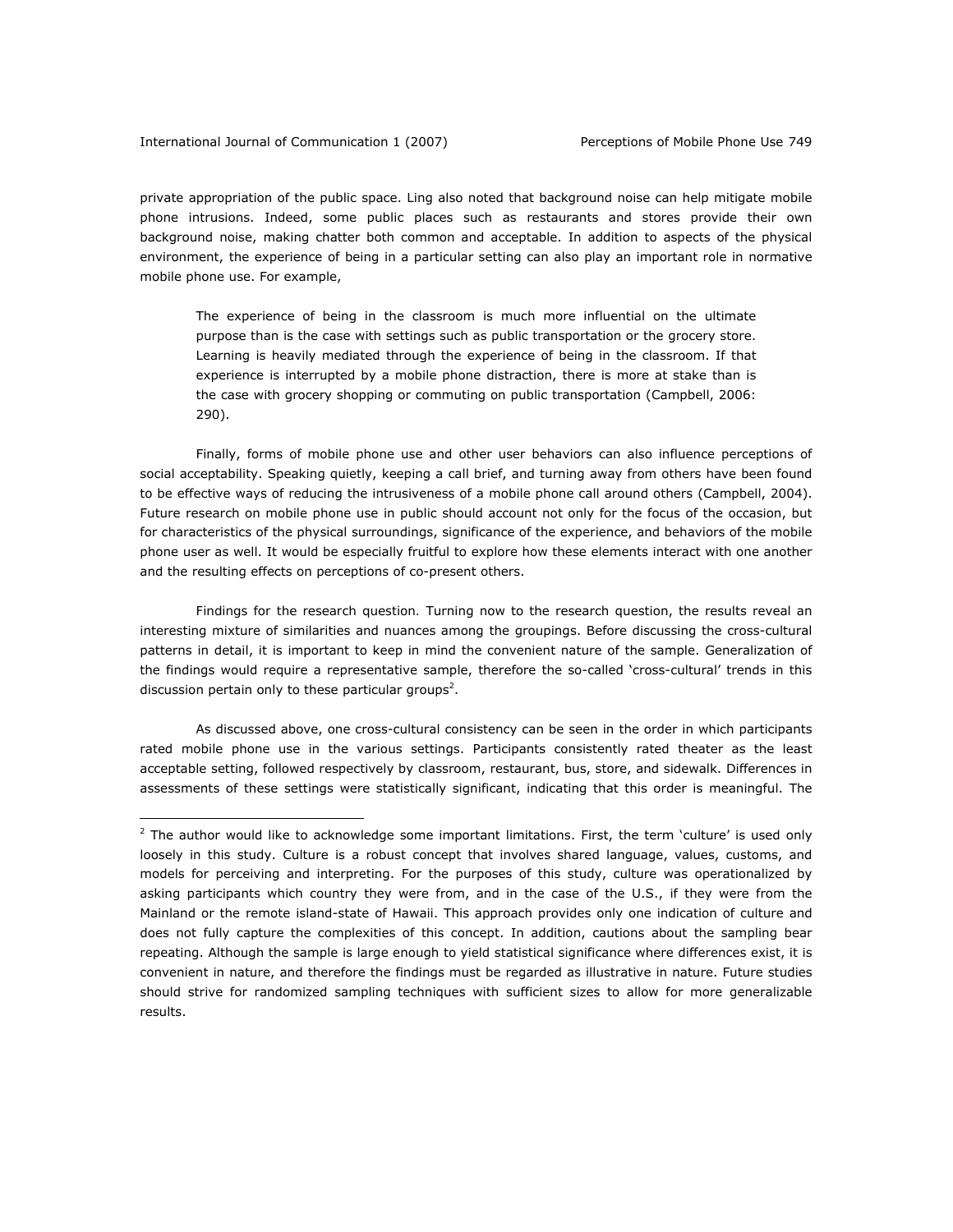private appropriation of the public space. Ling also noted that background noise can help mitigate mobile phone intrusions. Indeed, some public places such as restaurants and stores provide their own background noise, making chatter both common and acceptable. In addition to aspects of the physical environment, the experience of being in a particular setting can also play an important role in normative mobile phone use. For example,

> The experience of being in the classroom is much more influential on the ultimate purpose than is the case with settings such as public transportation or the grocery store. Learning is heavily mediated through the experience of being in the classroom. If that experience is interrupted by a mobile phone distraction, there is more at stake than is the case with grocery shopping or commuting on public transportation (Campbell, 2006: 290).

Finally, forms of mobile phone use and other user behaviors can also influence perceptions of social acceptability. Speaking quietly, keeping a call brief, and turning away from others have been found to be effective ways of reducing the intrusiveness of a mobile phone call around others (Campbell, 2004). Future research on mobile phone use in public should account not only for the focus of the occasion, but for characteristics of the physical surroundings, significance of the experience, and behaviors of the mobile phone user as well. It would be especially fruitful to explore how these elements interact with one another and the resulting effects on perceptions of co-present others.

*Findings for the research question.* Turning now to the research question, the results reveal an interesting mixture of similarities and nuances among the groupings. Before discussing the cross-cultural patterns in detail, it is important to keep in mind the convenient nature of the sample. Generalization of the findings would require a representative sample, therefore the so-called 'cross-cultural' trends in this discussion pertain only to these particular groups[2].

As discussed above, one cross-cultural consistency can be seen in the order in which participants rated mobile phone use in the various settings. Participants consistently rated theater as the least acceptable setting, followed respectively by classroom, restaurant, bus, store, and sidewalk. Differences in assessments of these settings were statistically significant, indicating that this order is meaningful. The

---

[2] The author would like to acknowledge some important limitations. First, the term 'culture' is used only loosely in this study. Culture is a robust concept that involves shared language, values, customs, and models for perceiving and interpreting. For the purposes of this study, culture was operationalized by asking participants which country they were from, and in the case of the U.S., if they were from the Mainland or the remote island-state of Hawaii. This approach provides only one indication of culture and does not fully capture the complexities of this concept. In addition, cautions about the sampling bear repeating. Although the sample is large enough to yield statistical significance where differences exist, it is convenient in nature, and therefore the findings must be regarded as illustrative in nature. Future studies should strive for randomized sampling techniques with sufficient sizes to allow for more generalizable results.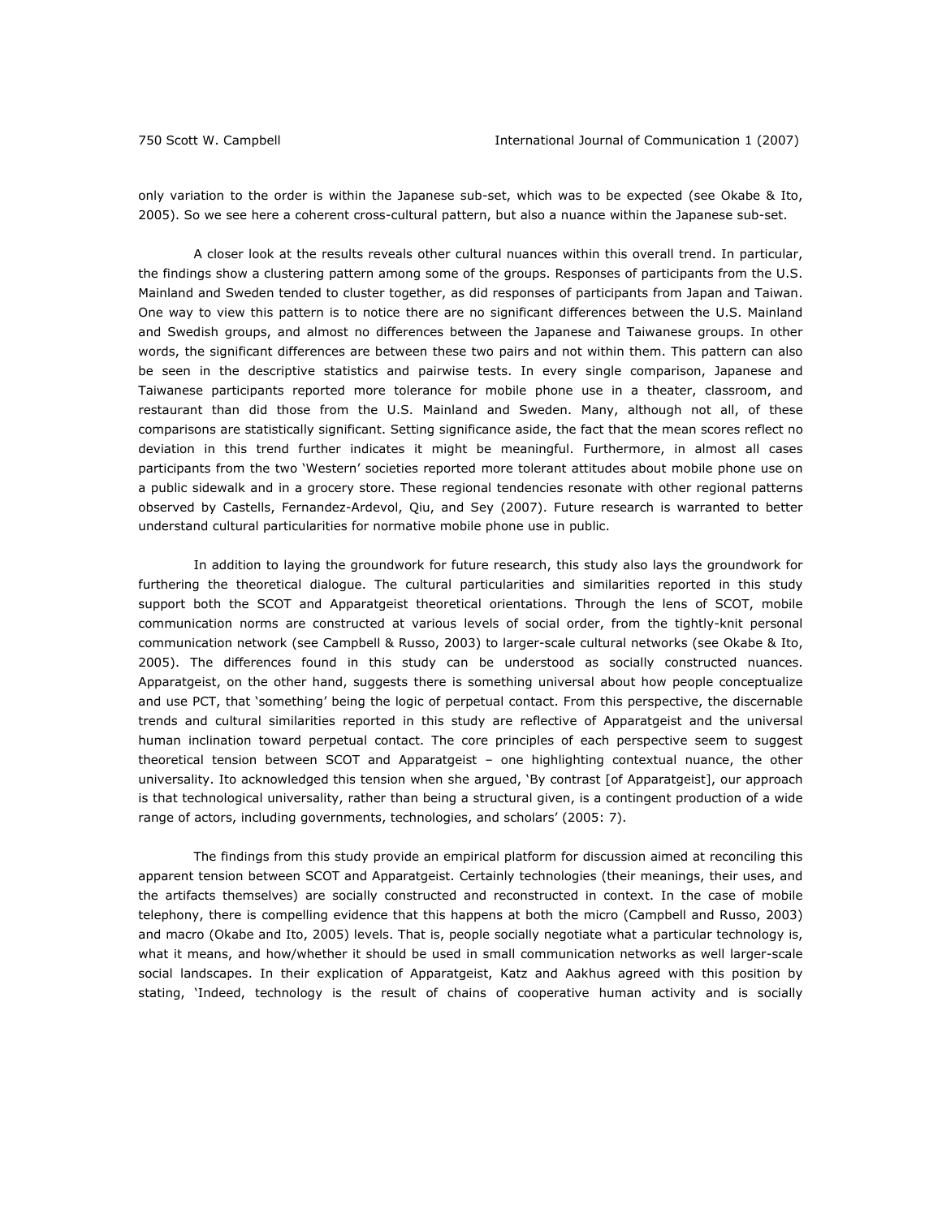only variation to the order is within the Japanese sub-set, which was to be expected (see Okabe & Ito, 2005). So we see here a coherent cross-cultural pattern, but also a nuance within the Japanese sub-set.

A closer look at the results reveals other cultural nuances within this overall trend. In particular, the findings show a clustering pattern among some of the groups. Responses of participants from the U.S. Mainland and Sweden tended to cluster together, as did responses of participants from Japan and Taiwan. One way to view this pattern is to notice there are no significant differences between the U.S. Mainland and Swedish groups, and almost no differences between the Japanese and Taiwanese groups. In other words, the significant differences are between these two pairs and not within them. This pattern can also be seen in the descriptive statistics and pairwise tests. In every single comparison, Japanese and Taiwanese participants reported more tolerance for mobile phone use in a theater, classroom, and restaurant than did those from the U.S. Mainland and Sweden. Many, although not all, of these comparisons are statistically significant. Setting significance aside, the fact that the mean scores reflect no deviation in this trend further indicates it might be meaningful. Furthermore, in almost all cases participants from the two 'Western' societies reported more tolerant attitudes about mobile phone use on a public sidewalk and in a grocery store. These regional tendencies resonate with other regional patterns observed by Castells, Fernandez-Ardevol, Qiu, and Sey (2007). Future research is warranted to better understand cultural particularities for normative mobile phone use in public.

In addition to laying the groundwork for future research, this study also lays the groundwork for furthering the theoretical dialogue. The cultural particularities and similarities reported in this study support both the SCOT and Apparatgeist theoretical orientations. Through the lens of SCOT, mobile communication norms are constructed at various levels of social order, from the tightly-knit personal communication network (see Campbell & Russo, 2003) to larger-scale cultural networks (see Okabe & Ito, 2005). The differences found in this study can be understood as socially constructed nuances. Apparatgeist, on the other hand, suggests there is something universal about how people conceptualize and use PCT, that 'something' being the logic of perpetual contact. From this perspective, the discernable trends and cultural similarities reported in this study are reflective of Apparatgeist and the universal human inclination toward perpetual contact. The core principles of each perspective seem to suggest theoretical tension between SCOT and Apparatgeist – one highlighting contextual nuance, the other universality. Ito acknowledged this tension when she argued, 'By contrast [of Apparatgeist], our approach is that technological universality, rather than being a structural given, is a contingent production of a wide range of actors, including governments, technologies, and scholars' (2005: 7).

The findings from this study provide an empirical platform for discussion aimed at reconciling this apparent tension between SCOT and Apparatgeist. Certainly technologies (their meanings, their uses, and the artifacts themselves) are socially constructed and reconstructed in context. In the case of mobile telephony, there is compelling evidence that this happens at both the micro (Campbell and Russo, 2003) and macro (Okabe and Ito, 2005) levels. That is, people socially negotiate what a particular technology is, what it means, and how/whether it should be used in small communication networks as well larger-scale social landscapes. In their explication of Apparatgeist, Katz and Aakhus agreed with this position by stating, 'Indeed, technology is the result of chains of cooperative human activity and is socially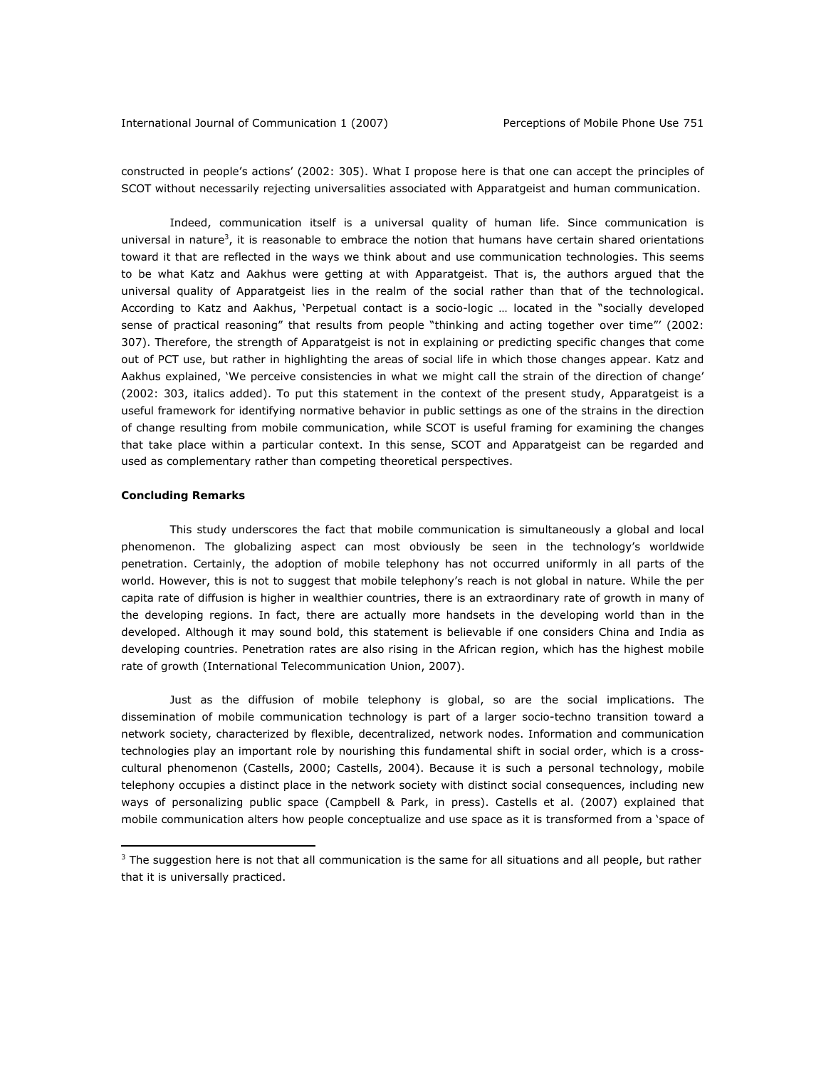constructed in people's actions' (2002: 305). What I propose here is that one can accept the principles of SCOT without necessarily rejecting universalities associated with Apparatgeist and human communication.

Indeed, communication itself is a universal quality of human life. Since communication is universal in nature[3], it is reasonable to embrace the notion that humans have certain shared orientations toward it that are reflected in the ways we think about and use communication technologies. This seems to be what Katz and Aakhus were getting at with Apparatgeist. That is, the authors argued that the universal quality of Apparatgeist lies in the realm of the social rather than that of the technological. According to Katz and Aakhus, 'Perpetual contact is a socio-logic … located in the "socially developed sense of practical reasoning" that results from people "thinking and acting together over time"' (2002: 307). Therefore, the strength of Apparatgeist is not in explaining or predicting specific changes that come out of PCT use, but rather in highlighting the areas of social life in which those changes appear. Katz and Aakhus explained, 'We perceive consistencies in what we might call the strain of the direction of change' (2002: 303, italics added). To put this statement in the context of the present study, Apparatgeist is a useful framework for identifying normative behavior in public settings as one of the strains in the direction of change resulting from mobile communication, while SCOT is useful framing for examining the changes that take place within a particular context. In this sense, SCOT and Apparatgeist can be regarded and used as complementary rather than competing theoretical perspectives.

**Concluding Remarks**

This study underscores the fact that mobile communication is simultaneously a global and local phenomenon. The globalizing aspect can most obviously be seen in the technology's worldwide penetration. Certainly, the adoption of mobile telephony has not occurred uniformly in all parts of the world. However, this is not to suggest that mobile telephony's reach is not global in nature. While the per capita rate of diffusion is higher in wealthier countries, there is an extraordinary rate of growth in many of the developing regions. In fact, there are actually more handsets in the developing world than in the developed. Although it may sound bold, this statement is believable if one considers China and India as developing countries. Penetration rates are also rising in the African region, which has the highest mobile rate of growth (International Telecommunication Union, 2007).

Just as the diffusion of mobile telephony is global, so are the social implications. The dissemination of mobile communication technology is part of a larger socio-techno transition toward a network society, characterized by flexible, decentralized, network nodes. Information and communication technologies play an important role by nourishing this fundamental shift in social order, which is a cross-cultural phenomenon (Castells, 2000; Castells, 2004). Because it is such a personal technology, mobile telephony occupies a distinct place in the network society with distinct social consequences, including new ways of personalizing public space (Campbell & Park, in press). Castells et al. (2007) explained that mobile communication alters how people conceptualize and use space as it is transformed from a 'space of

[3] The suggestion here is not that all communication is the same for all situations and all people, but rather that it is universally practiced.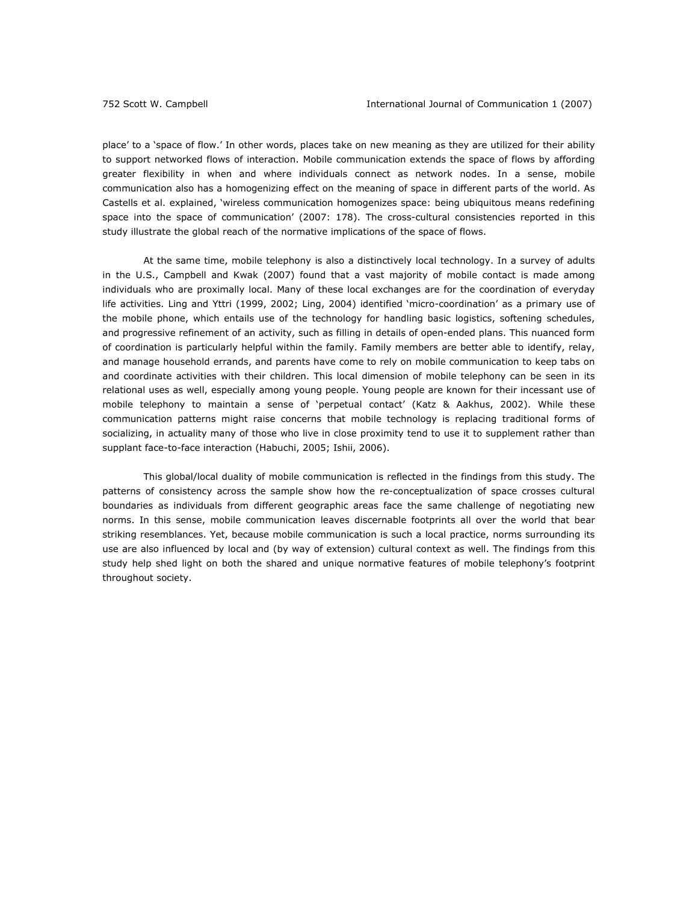place' to a 'space of flow.' In other words, places take on new meaning as they are utilized for their ability to support networked flows of interaction. Mobile communication extends the space of flows by affording greater flexibility in when and where individuals connect as network nodes. In a sense, mobile communication also has a homogenizing effect on the meaning of space in different parts of the world. As Castells et al. explained, 'wireless communication homogenizes space: being ubiquitous means redefining space into the space of communication' (2007: 178). The cross-cultural consistencies reported in this study illustrate the global reach of the normative implications of the space of flows.

At the same time, mobile telephony is also a distinctively local technology. In a survey of adults in the U.S., Campbell and Kwak (2007) found that a vast majority of mobile contact is made among individuals who are proximally local. Many of these local exchanges are for the coordination of everyday life activities. Ling and Yttri (1999, 2002; Ling, 2004) identified 'micro-coordination' as a primary use of the mobile phone, which entails use of the technology for handling basic logistics, softening schedules, and progressive refinement of an activity, such as filling in details of open-ended plans. This nuanced form of coordination is particularly helpful within the family. Family members are better able to identify, relay, and manage household errands, and parents have come to rely on mobile communication to keep tabs on and coordinate activities with their children. This local dimension of mobile telephony can be seen in its relational uses as well, especially among young people. Young people are known for their incessant use of mobile telephony to maintain a sense of 'perpetual contact' (Katz & Aakhus, 2002). While these communication patterns might raise concerns that mobile technology is replacing traditional forms of socializing, in actuality many of those who live in close proximity tend to use it to supplement rather than supplant face-to-face interaction (Habuchi, 2005; Ishii, 2006).

This global/local duality of mobile communication is reflected in the findings from this study. The patterns of consistency across the sample show how the re-conceptualization of space crosses cultural boundaries as individuals from different geographic areas face the same challenge of negotiating new norms. In this sense, mobile communication leaves discernable footprints all over the world that bear striking resemblances. Yet, because mobile communication is such a local practice, norms surrounding its use are also influenced by local and (by way of extension) cultural context as well. The findings from this study help shed light on both the shared and unique normative features of mobile telephony's footprint throughout society.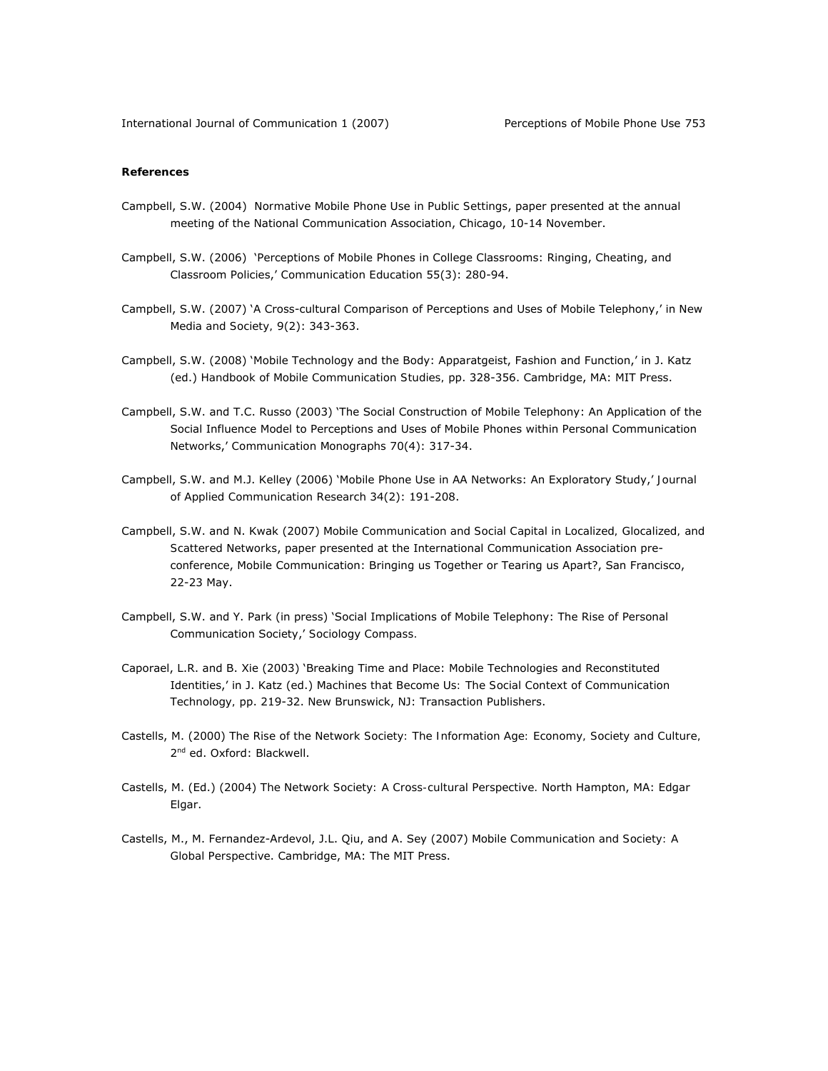**References**

Campbell, S.W. (2004) Normative Mobile Phone Use in Public Settings, paper presented at the annual meeting of the National Communication Association, Chicago, 10-14 November.

Campbell, S.W. (2006) 'Perceptions of Mobile Phones in College Classrooms: Ringing, Cheating, and Classroom Policies,' *Communication Education* 55(3): 280-94.

Campbell, S.W. (2007) 'A Cross-cultural Comparison of Perceptions and Uses of Mobile Telephony,' in *New Media and Society*, 9(2): 343-363.

Campbell, S.W. (2008) 'Mobile Technology and the Body: Apparatgeist, Fashion and Function,' in J. Katz (ed.) *Handbook of Mobile Communication Studies*, pp. 328-356. Cambridge, MA: MIT Press.

Campbell, S.W. and T.C. Russo (2003) 'The Social Construction of Mobile Telephony: An Application of the Social Influence Model to Perceptions and Uses of Mobile Phones within Personal Communication Networks,' *Communication Monographs* 70(4): 317-34.

Campbell, S.W. and M.J. Kelley (2006) 'Mobile Phone Use in AA Networks: An Exploratory Study,' *Journal of Applied Communication Research* 34(2): 191-208.

Campbell, S.W. and N. Kwak (2007) Mobile Communication and Social Capital in Localized, Glocalized, and Scattered Networks, paper presented at the International Communication Association pre-conference, Mobile Communication: Bringing us Together or Tearing us Apart?, San Francisco, 22-23 May.

Campbell, S.W. and Y. Park (in press) 'Social Implications of Mobile Telephony: The Rise of Personal Communication Society,' *Sociology Compass*.

Caporael, L.R. and B. Xie (2003) 'Breaking Time and Place: Mobile Technologies and Reconstituted Identities,' in J. Katz (ed.) *Machines that Become Us: The Social Context of Communication Technology*, pp. 219-32. New Brunswick, NJ: Transaction Publishers.

Castells, M. (2000) *The Rise of the Network Society: The Information Age: Economy, Society and Culture*, 2nd ed. Oxford: Blackwell.

Castells, M. (Ed.) (2004) *The Network Society: A Cross-cultural Perspective*. North Hampton, MA: Edgar Elgar.

Castells, M., M. Fernandez-Ardevol, J.L. Qiu, and A. Sey (2007) *Mobile Communication and Society: A Global Perspective*. Cambridge, MA: The MIT Press.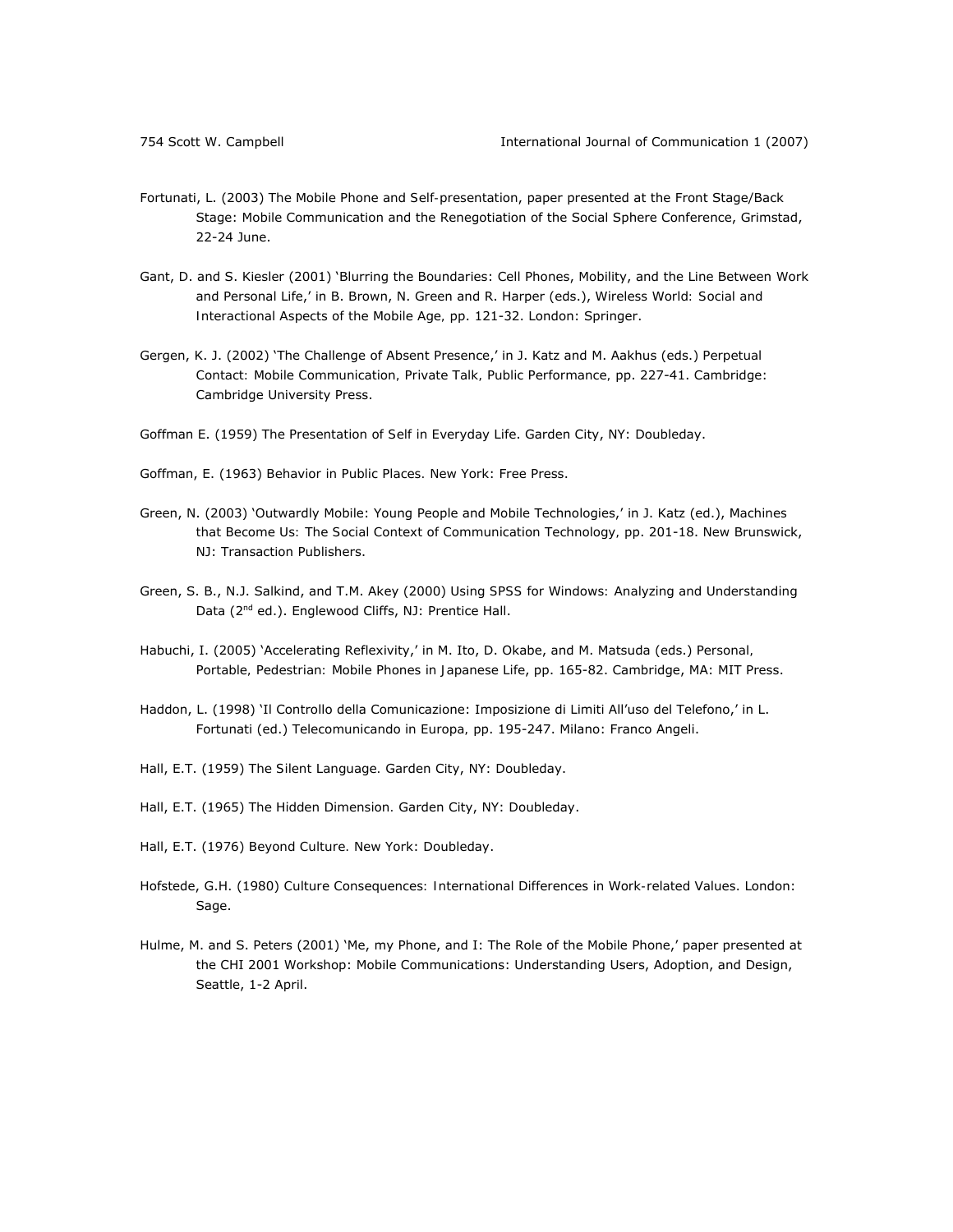Fortunati, L. (2003) The Mobile Phone and Self-presentation, paper presented at the Front Stage/Back Stage: Mobile Communication and the Renegotiation of the Social Sphere Conference, Grimstad, 22-24 June.

Gant, D. and S. Kiesler (2001) 'Blurring the Boundaries: Cell Phones, Mobility, and the Line Between Work and Personal Life,' in B. Brown, N. Green and R. Harper (eds.), *Wireless World: Social and Interactional Aspects of the Mobile Age*, pp. 121-32. London: Springer.

Gergen, K. J. (2002) 'The Challenge of Absent Presence,' in J. Katz and M. Aakhus (eds.) *Perpetual Contact: Mobile Communication, Private Talk, Public Performance*, pp. 227-41. Cambridge: Cambridge University Press.

Goffman E. (1959) *The Presentation of Self in Everyday Life*. Garden City, NY: Doubleday.

Goffman, E. (1963) *Behavior in Public Places*. New York: Free Press.

Green, N. (2003) 'Outwardly Mobile: Young People and Mobile Technologies,' in J. Katz (ed.), *Machines that Become Us: The Social Context of Communication Technology*, pp. 201-18. New Brunswick, NJ: Transaction Publishers.

Green, S. B., N.J. Salkind, and T.M. Akey (2000) *Using SPSS for Windows: Analyzing and Understanding Data* (2nd ed.). Englewood Cliffs, NJ: Prentice Hall.

Habuchi, I. (2005) 'Accelerating Reflexivity,' in M. Ito, D. Okabe, and M. Matsuda (eds.) *Personal, Portable, Pedestrian: Mobile Phones in Japanese Life*, pp. 165-82. Cambridge, MA: MIT Press.

Haddon, L. (1998) 'Il Controllo della Comunicazione: Imposizione di Limiti All'uso del Telefono,' in L. Fortunati (ed.) *Telecomunicando in Europa*, pp. 195-247. Milano: Franco Angeli.

Hall, E.T. (1959) *The Silent Language*. Garden City, NY: Doubleday.

Hall, E.T. (1965) *The Hidden Dimension*. Garden City, NY: Doubleday.

Hall, E.T. (1976) *Beyond Culture*. New York: Doubleday.

Hofstede, G.H. (1980) *Culture Consequences: International Differences in Work-related Values*. London: Sage.

Hulme, M. and S. Peters (2001) 'Me, my Phone, and I: The Role of the Mobile Phone,' paper presented at the CHI 2001 Workshop: Mobile Communications: Understanding Users, Adoption, and Design, Seattle, 1-2 April.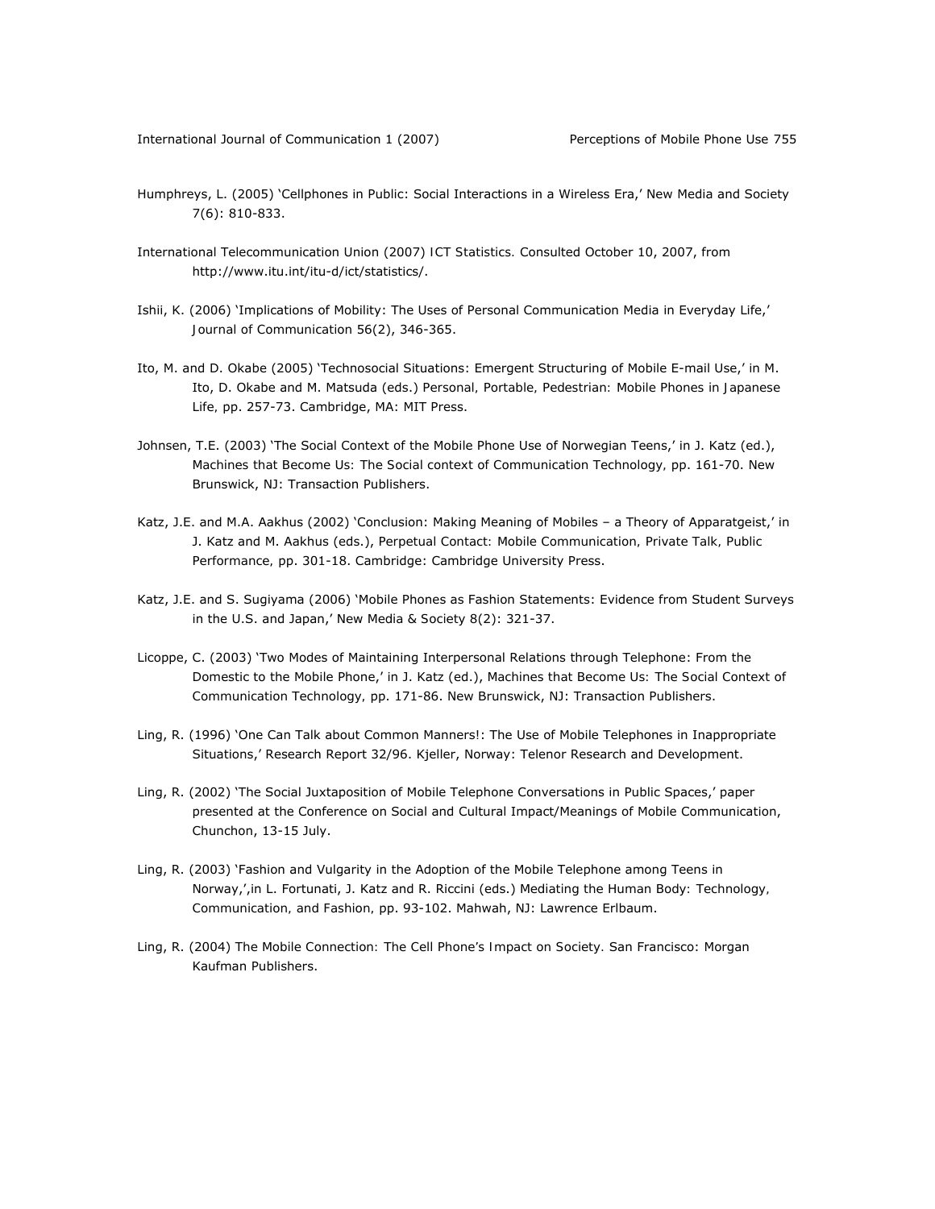Humphreys, L. (2005) 'Cellphones in Public: Social Interactions in a Wireless Era,' New Media and Society 7(6): 810-833.

International Telecommunication Union (2007) ICT Statistics. Consulted October 10, 2007, from http://www.itu.int/itu-d/ict/statistics/.

Ishii, K. (2006) 'Implications of Mobility: The Uses of Personal Communication Media in Everyday Life,' Journal of Communication 56(2), 346-365.

Ito, M. and D. Okabe (2005) 'Technosocial Situations: Emergent Structuring of Mobile E-mail Use,' in M. Ito, D. Okabe and M. Matsuda (eds.) Personal, Portable, Pedestrian: Mobile Phones in Japanese Life, pp. 257-73. Cambridge, MA: MIT Press.

Johnsen, T.E. (2003) 'The Social Context of the Mobile Phone Use of Norwegian Teens,' in J. Katz (ed.), Machines that Become Us: The Social context of Communication Technology, pp. 161-70. New Brunswick, NJ: Transaction Publishers.

Katz, J.E. and M.A. Aakhus (2002) 'Conclusion: Making Meaning of Mobiles – a Theory of Apparatgeist,' in J. Katz and M. Aakhus (eds.), Perpetual Contact: Mobile Communication, Private Talk, Public Performance, pp. 301-18. Cambridge: Cambridge University Press.

Katz, J.E. and S. Sugiyama (2006) 'Mobile Phones as Fashion Statements: Evidence from Student Surveys in the U.S. and Japan,' New Media & Society 8(2): 321-37.

Licoppe, C. (2003) 'Two Modes of Maintaining Interpersonal Relations through Telephone: From the Domestic to the Mobile Phone,' in J. Katz (ed.), Machines that Become Us: The Social Context of Communication Technology, pp. 171-86. New Brunswick, NJ: Transaction Publishers.

Ling, R. (1996) 'One Can Talk about Common Manners!: The Use of Mobile Telephones in Inappropriate Situations,' Research Report 32/96. Kjeller, Norway: Telenor Research and Development.

Ling, R. (2002) 'The Social Juxtaposition of Mobile Telephone Conversations in Public Spaces,' paper presented at the Conference on Social and Cultural Impact/Meanings of Mobile Communication, Chunchon, 13-15 July.

Ling, R. (2003) 'Fashion and Vulgarity in the Adoption of the Mobile Telephone among Teens in Norway,',in L. Fortunati, J. Katz and R. Riccini (eds.) Mediating the Human Body: Technology, Communication, and Fashion, pp. 93-102. Mahwah, NJ: Lawrence Erlbaum.

Ling, R. (2004) The Mobile Connection: The Cell Phone's Impact on Society. San Francisco: Morgan Kaufman Publishers.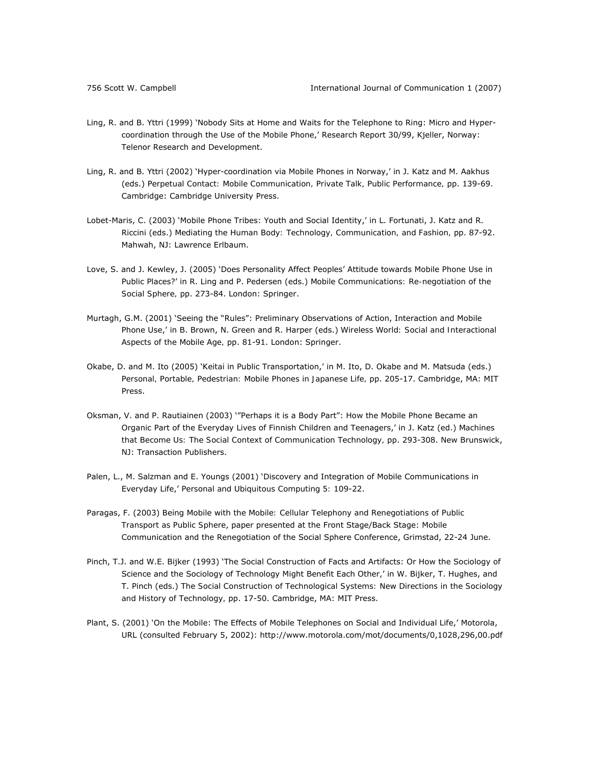Ling, R. and B. Yttri (1999) 'Nobody Sits at Home and Waits for the Telephone to Ring: Micro and Hyper-coordination through the Use of the Mobile Phone,' Research Report 30/99, Kjeller, Norway: Telenor Research and Development.

Ling, R. and B. Yttri (2002) 'Hyper-coordination via Mobile Phones in Norway,' in J. Katz and M. Aakhus (eds.) Perpetual Contact: Mobile Communication, Private Talk, Public Performance, pp. 139-69. Cambridge: Cambridge University Press.

Lobet-Maris, C. (2003) 'Mobile Phone Tribes: Youth and Social Identity,' in L. Fortunati, J. Katz and R. Riccini (eds.) Mediating the Human Body: Technology, Communication, and Fashion, pp. 87-92. Mahwah, NJ: Lawrence Erlbaum.

Love, S. and J. Kewley, J. (2005) 'Does Personality Affect Peoples' Attitude towards Mobile Phone Use in Public Places?' in R. Ling and P. Pedersen (eds.) Mobile Communications: Re-negotiation of the Social Sphere, pp. 273-84. London: Springer.

Murtagh, G.M. (2001) 'Seeing the "Rules": Preliminary Observations of Action, Interaction and Mobile Phone Use,' in B. Brown, N. Green and R. Harper (eds.) Wireless World: Social and Interactional Aspects of the Mobile Age, pp. 81-91. London: Springer.

Okabe, D. and M. Ito (2005) 'Keitai in Public Transportation,' in M. Ito, D. Okabe and M. Matsuda (eds.) Personal, Portable, Pedestrian: Mobile Phones in Japanese Life, pp. 205-17. Cambridge, MA: MIT Press.

Oksman, V. and P. Rautiainen (2003) '"Perhaps it is a Body Part": How the Mobile Phone Became an Organic Part of the Everyday Lives of Finnish Children and Teenagers,' in J. Katz (ed.) Machines that Become Us: The Social Context of Communication Technology, pp. 293-308. New Brunswick, NJ: Transaction Publishers.

Palen, L., M. Salzman and E. Youngs (2001) 'Discovery and Integration of Mobile Communications in Everyday Life,' Personal and Ubiquitous Computing 5: 109-22.

Paragas, F. (2003) Being Mobile with the Mobile: Cellular Telephony and Renegotiations of Public Transport as Public Sphere, paper presented at the Front Stage/Back Stage: Mobile Communication and the Renegotiation of the Social Sphere Conference, Grimstad, 22-24 June.

Pinch, T.J. and W.E. Bijker (1993) 'The Social Construction of Facts and Artifacts: Or How the Sociology of Science and the Sociology of Technology Might Benefit Each Other,' in W. Bijker, T. Hughes, and T. Pinch (eds.) The Social Construction of Technological Systems: New Directions in the Sociology and History of Technology, pp. 17-50. Cambridge, MA: MIT Press.

Plant, S. (2001) 'On the Mobile: The Effects of Mobile Telephones on Social and Individual Life,' Motorola, URL (consulted February 5, 2002): http://www.motorola.com/mot/documents/0,1028,296,00.pdf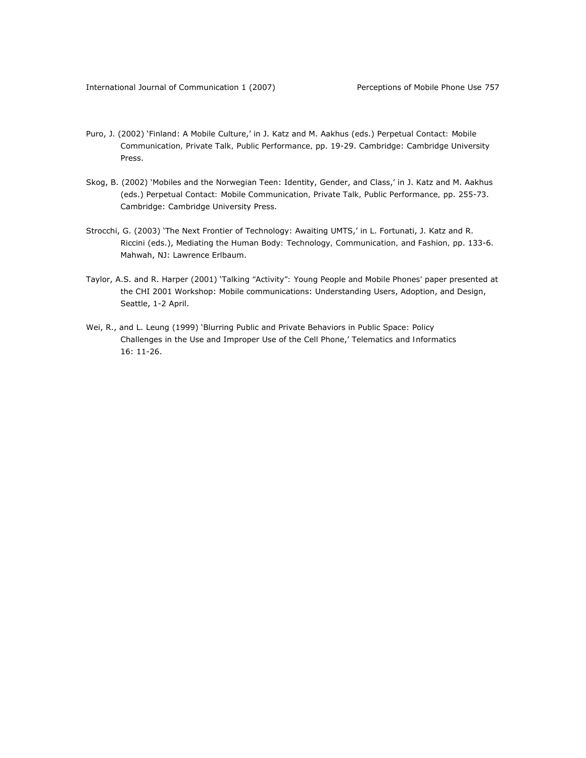Puro, J. (2002) 'Finland: A Mobile Culture,' in J. Katz and M. Aakhus (eds.) *Perpetual Contact: Mobile Communication, Private Talk, Public Performance*, pp. 19-29. Cambridge: Cambridge University Press.

Skog, B. (2002) 'Mobiles and the Norwegian Teen: Identity, Gender, and Class,' in J. Katz and M. Aakhus (eds.) *Perpetual Contact: Mobile Communication, Private Talk, Public Performance*, pp. 255-73. Cambridge: Cambridge University Press.

Strocchi, G. (2003) 'The Next Frontier of Technology: Awaiting UMTS,' in L. Fortunati, J. Katz and R. Riccini (eds.), *Mediating the Human Body: Technology, Communication, and Fashion*, pp. 133-6. Mahwah, NJ: Lawrence Erlbaum.

Taylor, A.S. and R. Harper (2001) 'Talking "Activity": Young People and Mobile Phones' paper presented at the CHI 2001 Workshop: Mobile communications: Understanding Users, Adoption, and Design, Seattle, 1-2 April.

Wei, R., and L. Leung (1999) 'Blurring Public and Private Behaviors in Public Space: Policy Challenges in the Use and Improper Use of the Cell Phone,' *Telematics and Informatics* 16: 11-26.